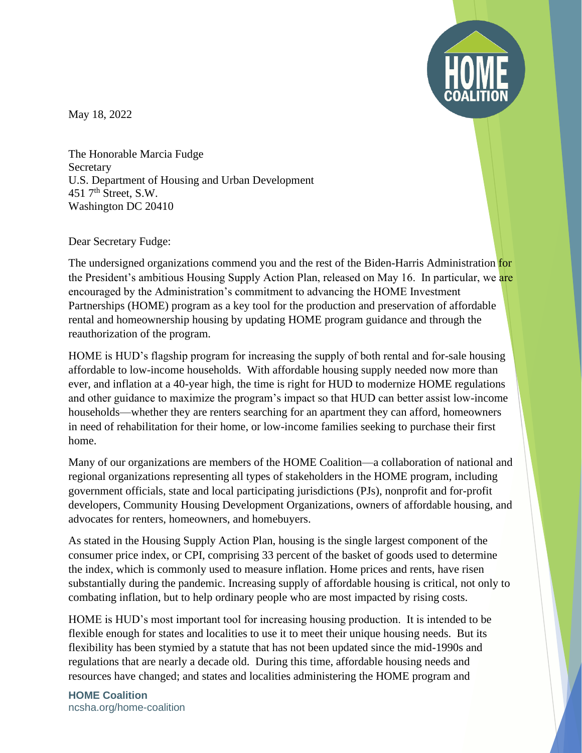May 18, 2022

The Honorable Marcia Fudge
Secretary
U.S. Department of Housing and Urban Development
451 7th Street, S.W.
Washington DC 20410

Dear Secretary Fudge:

The undersigned organizations commend you and the rest of the Biden-Harris Administration for the President's ambitious Housing Supply Action Plan, released on May 16. In particular, we are encouraged by the Administration's commitment to advancing the HOME Investment Partnerships (HOME) program as a key tool for the production and preservation of affordable rental and homeownership housing by updating HOME program guidance and through the reauthorization of the program.

HOME is HUD's flagship program for increasing the supply of both rental and for-sale housing affordable to low-income households. With affordable housing supply needed now more than ever, and inflation at a 40-year high, the time is right for HUD to modernize HOME regulations and other guidance to maximize the program's impact so that HUD can better assist low-income households—whether they are renters searching for an apartment they can afford, homeowners in need of rehabilitation for their home, or low-income families seeking to purchase their first home.

Many of our organizations are members of the HOME Coalition—a collaboration of national and regional organizations representing all types of stakeholders in the HOME program, including government officials, state and local participating jurisdictions (PJs), nonprofit and for-profit developers, Community Housing Development Organizations, owners of affordable housing, and advocates for renters, homeowners, and homebuyers.

As stated in the Housing Supply Action Plan, housing is the single largest component of the consumer price index, or CPI, comprising 33 percent of the basket of goods used to determine the index, which is commonly used to measure inflation. Home prices and rents, have risen substantially during the pandemic. Increasing supply of affordable housing is critical, not only to combating inflation, but to help ordinary people who are most impacted by rising costs.

HOME is HUD's most important tool for increasing housing production. It is intended to be flexible enough for states and localities to use it to meet their unique housing needs. But its flexibility has been stymied by a statute that has not been updated since the mid-1990s and regulations that are nearly a decade old. During this time, affordable housing needs and resources have changed; and states and localities administering the HOME program and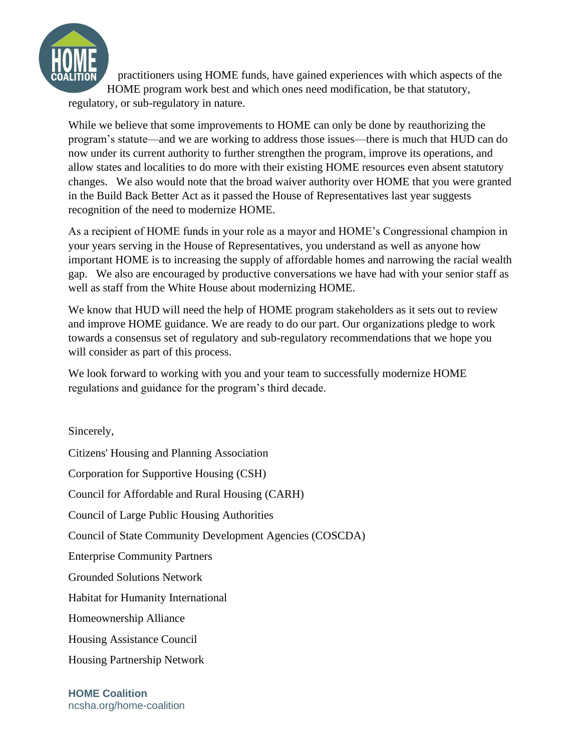practitioners using HOME funds, have gained experiences with which aspects of the HOME program work best and which ones need modification, be that statutory, regulatory, or sub-regulatory in nature.

While we believe that some improvements to HOME can only be done by reauthorizing the program's statute—and we are working to address those issues—there is much that HUD can do now under its current authority to further strengthen the program, improve its operations, and allow states and localities to do more with their existing HOME resources even absent statutory changes. We also would note that the broad waiver authority over HOME that you were granted in the Build Back Better Act as it passed the House of Representatives last year suggests recognition of the need to modernize HOME.

As a recipient of HOME funds in your role as a mayor and HOME's Congressional champion in your years serving in the House of Representatives, you understand as well as anyone how important HOME is to increasing the supply of affordable homes and narrowing the racial wealth gap. We also are encouraged by productive conversations we have had with your senior staff as well as staff from the White House about modernizing HOME.

We know that HUD will need the help of HOME program stakeholders as it sets out to review and improve HOME guidance. We are ready to do our part. Our organizations pledge to work towards a consensus set of regulatory and sub-regulatory recommendations that we hope you will consider as part of this process.

We look forward to working with you and your team to successfully modernize HOME regulations and guidance for the program's third decade.

Sincerely,

Citizens' Housing and Planning Association

Corporation for Supportive Housing (CSH)

Council for Affordable and Rural Housing (CARH)

Council of Large Public Housing Authorities

Council of State Community Development Agencies (COSCDA)

Enterprise Community Partners

Grounded Solutions Network

Habitat for Humanity International

Homeownership Alliance

Housing Assistance Council

Housing Partnership Network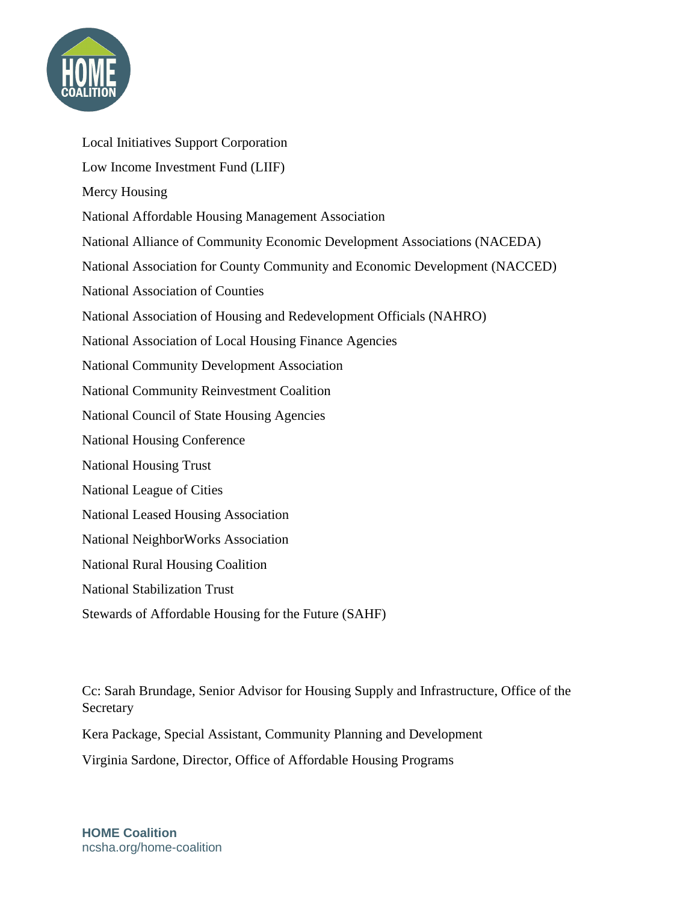Local Initiatives Support Corporation

Low Income Investment Fund (LIIF)

Mercy Housing

National Affordable Housing Management Association

National Alliance of Community Economic Development Associations (NACEDA)

National Association for County Community and Economic Development (NACCED)

National Association of Counties

National Association of Housing and Redevelopment Officials (NAHRO)

National Association of Local Housing Finance Agencies

National Community Development Association

National Community Reinvestment Coalition

National Council of State Housing Agencies

National Housing Conference

National Housing Trust

National League of Cities

National Leased Housing Association

National NeighborWorks Association

National Rural Housing Coalition

National Stabilization Trust

Stewards of Affordable Housing for the Future (SAHF)

Cc: Sarah Brundage, Senior Advisor for Housing Supply and Infrastructure, Office of the Secretary

Kera Package, Special Assistant, Community Planning and Development

Virginia Sardone, Director, Office of Affordable Housing Programs